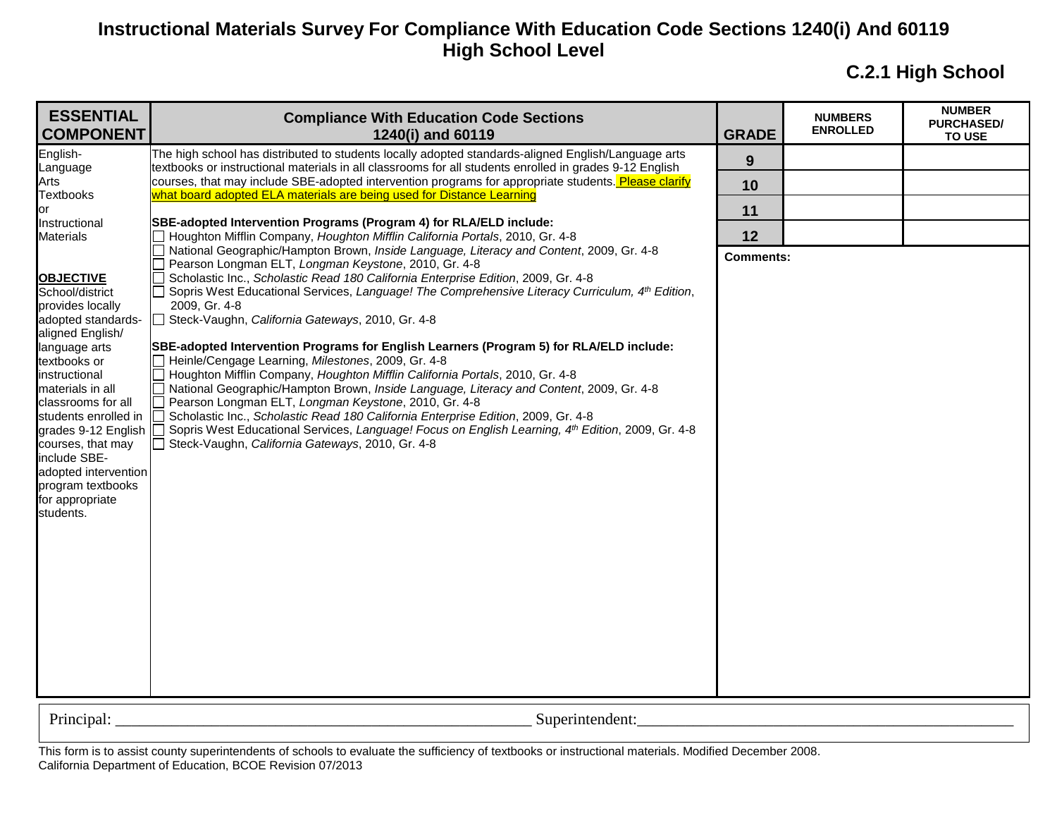# Instructional Materials Survey For Compliance With Education Code Sections 1240(i) And 60119
## High School Level

### C.2.1 High School

| ESSENTIAL COMPONENT | Compliance With Education Code Sections 1240(i) and 60119 | GRADE | NUMBERS ENROLLED | NUMBER PURCHASED/ TO USE |
|---|---|---|---|---|
| English-Language Arts Textbooks or Instructional Materials<br><br>**OBJECTIVE**<br>School/district provides locally adopted standards-aligned English/ language arts textbooks or instructional materials in all classrooms for all students enrolled in grades 9-12 English courses, that may include SBE-adopted intervention program textbooks for appropriate students. | The high school has distributed to students locally adopted standards-aligned English/Language arts textbooks or instructional materials in all classrooms for all students enrolled in grades 9-12 English courses, that may include SBE-adopted intervention programs for appropriate students. Please clarify what board adopted ELA materials are being used for Distance Learning<br><br>**SBE-adopted Intervention Programs (Program 4) for RLA/ELD include:**<br>☐ Houghton Mifflin Company, *Houghton Mifflin California Portals*, 2010, Gr. 4-8<br>☐ National Geographic/Hampton Brown, *Inside Language, Literacy and Content*, 2009, Gr. 4-8<br>☐ Pearson Longman ELT, *Longman Keystone*, 2010, Gr. 4-8<br>☐ Scholastic Inc., *Scholastic Read 180 California Enterprise Edition*, 2009, Gr. 4-8<br>☐ Sopris West Educational Services, *Language! The Comprehensive Literacy Curriculum, 4th Edition*, 2009, Gr. 4-8<br>☐ Steck-Vaughn, *California Gateways*, 2010, Gr. 4-8<br><br>**SBE-adopted Intervention Programs for English Learners (Program 5) for RLA/ELD include:**<br>☐ Heinle/Cengage Learning, *Milestones*, 2009, Gr. 4-8<br>☐ Houghton Mifflin Company, *Houghton Mifflin California Portals*, 2010, Gr. 4-8<br>☐ National Geographic/Hampton Brown, *Inside Language, Literacy and Content*, 2009, Gr. 4-8<br>☐ Pearson Longman ELT, *Longman Keystone*, 2010, Gr. 4-8<br>☐ Scholastic Inc., *Scholastic Read 180 California Enterprise Edition*, 2009, Gr. 4-8<br>☐ Sopris West Educational Services, *Language! Focus on English Learning, 4th Edition*, 2009, Gr. 4-8<br>☐ Steck-Vaughn, *California Gateways*, 2010, Gr. 4-8 | 9 | | |
| | | 10 | | |
| | | 11 | | |
| | | 12 | | |
| | | **Comments:** | | |

Principal: ______________________________ Superintendent: ______________________________

This form is to assist county superintendents of schools to evaluate the sufficiency of textbooks or instructional materials. Modified December 2008.
California Department of Education, BCOE Revision 07/2013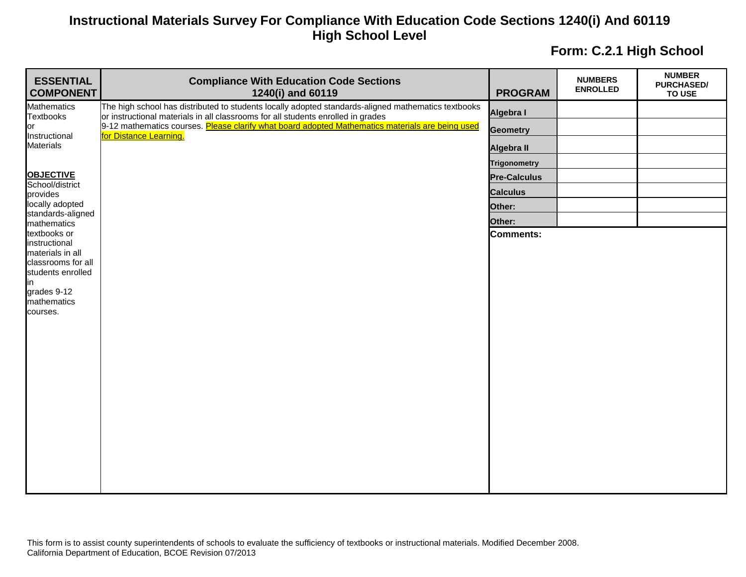# Instructional Materials Survey For Compliance With Education Code Sections 1240(i) And 60119
## High School Level

**Form: C.2.1 High School**

| ESSENTIAL COMPONENT | Compliance With Education Code Sections 1240(i) and 60119 | PROGRAM | NUMBERS ENROLLED | NUMBER PURCHASED/ TO USE |
|---|---|---|---|---|
| Mathematics Textbooks or Instructional Materials<br><br>**OBJECTIVE**<br>School/district provides locally adopted standards-aligned mathematics textbooks or instructional materials in all classrooms for all students enrolled in grades 9-12 mathematics courses. | The high school has distributed to students locally adopted standards-aligned mathematics textbooks or instructional materials in all classrooms for all students enrolled in grades 9-12 mathematics courses. Please clarify what board adopted Mathematics materials are being used for Distance Learning. | **Algebra I** | | |
| | | **Geometry** | | |
| | | **Algebra II** | | |
| | | **Trigonometry** | | |
| | | **Pre-Calculus** | | |
| | | **Calculus** | | |
| | | **Other:** | | |
| | | **Other:** | | |
| | | **Comments:** | | |

This form is to assist county superintendents of schools to evaluate the sufficiency of textbooks or instructional materials. Modified December 2008.
California Department of Education, BCOE Revision 07/2013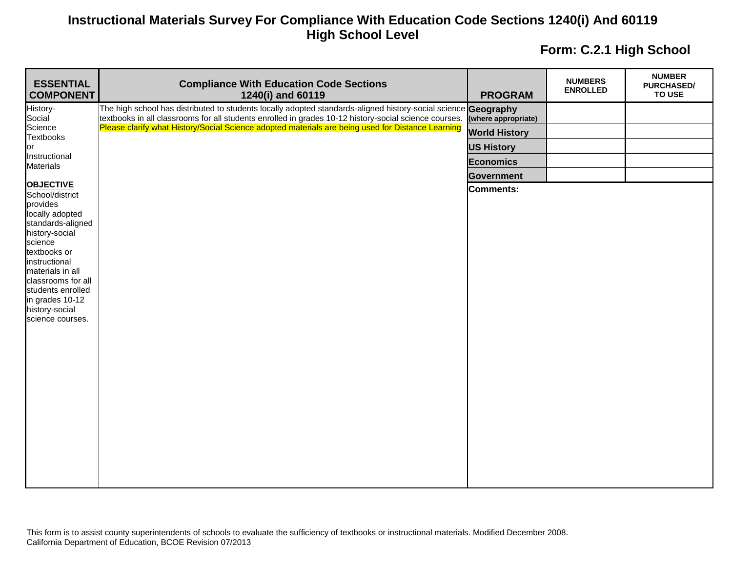# Instructional Materials Survey For Compliance With Education Code Sections 1240(i) And 60119
## High School Level

**Form: C.2.1 High School**

| ESSENTIAL COMPONENT | Compliance With Education Code Sections 1240(i) and 60119 | PROGRAM | NUMBERS ENROLLED | NUMBER PURCHASED/ TO USE |
|---|---|---|---|---|
| History-Social Science Textbooks or Instructional Materials<br><br>**OBJECTIVE**<br>School/district provides locally adopted standards-aligned history-social science textbooks or instructional materials in all classrooms for all students enrolled in grades 10-12 history-social science courses. | The high school has distributed to students locally adopted standards-aligned history-social science textbooks in all classrooms for all students enrolled in grades 10-12 history-social science courses.<br>Please clarify what History/Social Science adopted materials are being used for Distance Learning | **Geography (where appropriate)** | | |
| | | **World History** | | |
| | | **US History** | | |
| | | **Economics** | | |
| | | **Government** | | |
| | | **Comments:** | | |

This form is to assist county superintendents of schools to evaluate the sufficiency of textbooks or instructional materials. Modified December 2008.
California Department of Education, BCOE Revision 07/2013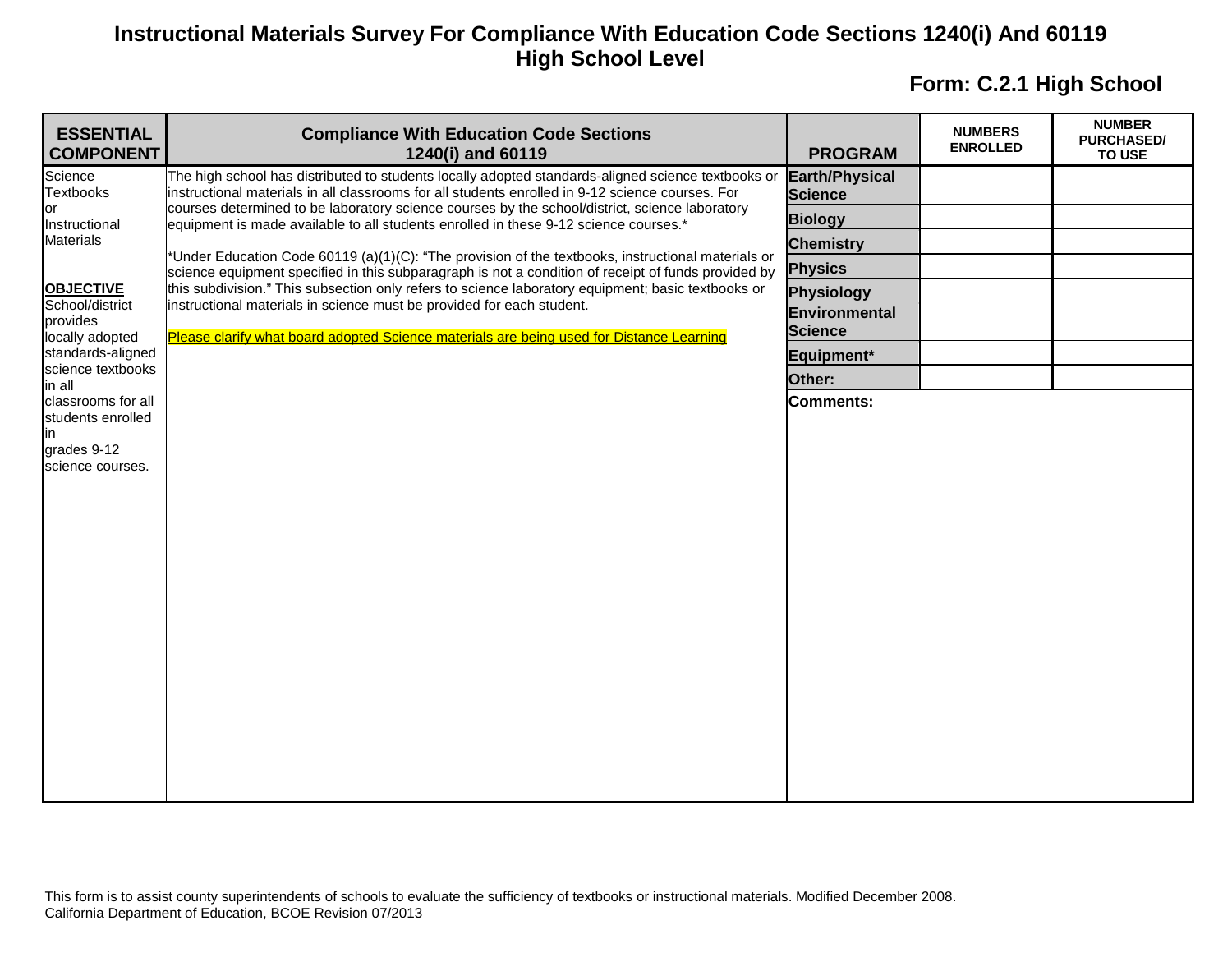# Instructional Materials Survey For Compliance With Education Code Sections 1240(i) And 60119
## High School Level

**Form: C.2.1 High School**

| ESSENTIAL COMPONENT | Compliance With Education Code Sections 1240(i) and 60119 | PROGRAM | NUMBERS ENROLLED | NUMBER PURCHASED/ TO USE |
|---|---|---|---|---|
| Science Textbooks or Instructional Materials<br><br>**OBJECTIVE**<br>School/district provides locally adopted standards-aligned science textbooks in all classrooms for all students enrolled in grades 9-12 science courses. | The high school has distributed to students locally adopted standards-aligned science textbooks or instructional materials in all classrooms for all students enrolled in 9-12 science courses. For courses determined to be laboratory science courses by the school/district, science laboratory equipment is made available to all students enrolled in these 9-12 science courses.*<br><br>*Under Education Code 60119 (a)(1)(C): "The provision of the textbooks, instructional materials or science equipment specified in this subparagraph is not a condition of receipt of funds provided by this subdivision." This subsection only refers to science laboratory equipment; basic textbooks or instructional materials in science must be provided for each student.<br><br>Please clarify what board adopted Science materials are being used for Distance Learning | **Earth/Physical Science** | | |
| | | **Biology** | | |
| | | **Chemistry** | | |
| | | **Physics** | | |
| | | **Physiology** | | |
| | | **Environmental Science** | | |
| | | **Equipment*** | | |
| | | **Other:** | | |
| | | **Comments:** | | |

This form is to assist county superintendents of schools to evaluate the sufficiency of textbooks or instructional materials. Modified December 2008.
California Department of Education, BCOE Revision 07/2013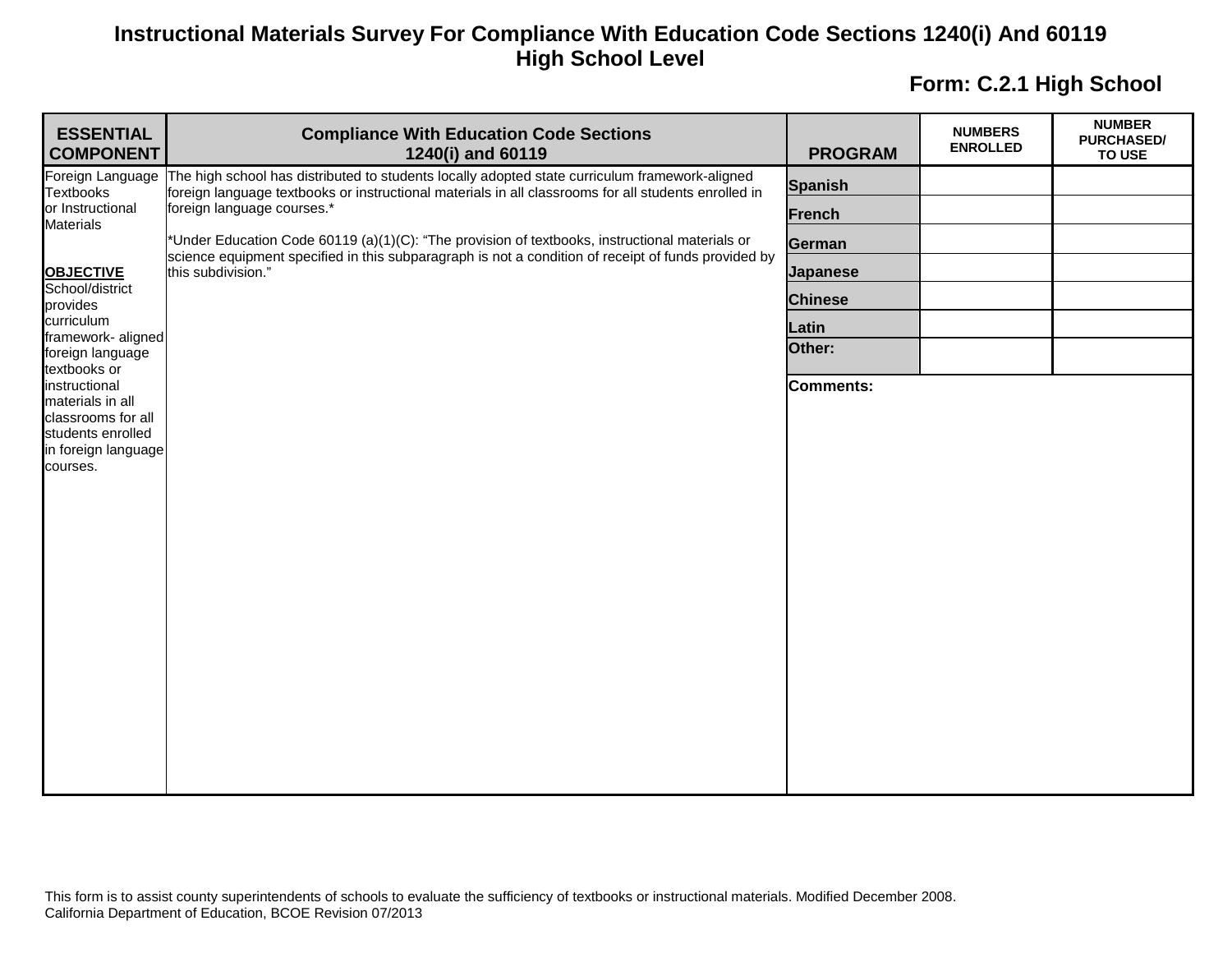# Instructional Materials Survey For Compliance With Education Code Sections 1240(i) And 60119

## High School Level

**Form: C.2.1 High School**

| ESSENTIAL COMPONENT | Compliance With Education Code Sections 1240(i) and 60119 | PROGRAM | NUMBERS ENROLLED | NUMBER PURCHASED/ TO USE |
|---|---|---|---|---|
| Foreign Language Textbooks or Instructional Materials<br><br>**OBJECTIVE**<br>School/district provides curriculum framework- aligned foreign language textbooks or instructional materials in all classrooms for all students enrolled in foreign language courses. | The high school has distributed to students locally adopted state curriculum framework-aligned foreign language textbooks or instructional materials in all classrooms for all students enrolled in foreign language courses.*<br><br>*Under Education Code 60119 (a)(1)(C): "The provision of textbooks, instructional materials or science equipment specified in this subparagraph is not a condition of receipt of funds provided by this subdivision." | **Spanish** | | |
| | | **French** | | |
| | | **German** | | |
| | | **Japanese** | | |
| | | **Chinese** | | |
| | | **Latin** | | |
| | | **Other:** | | |
| | | **Comments:** | | |

This form is to assist county superintendents of schools to evaluate the sufficiency of textbooks or instructional materials. Modified December 2008.
California Department of Education, BCOE Revision 07/2013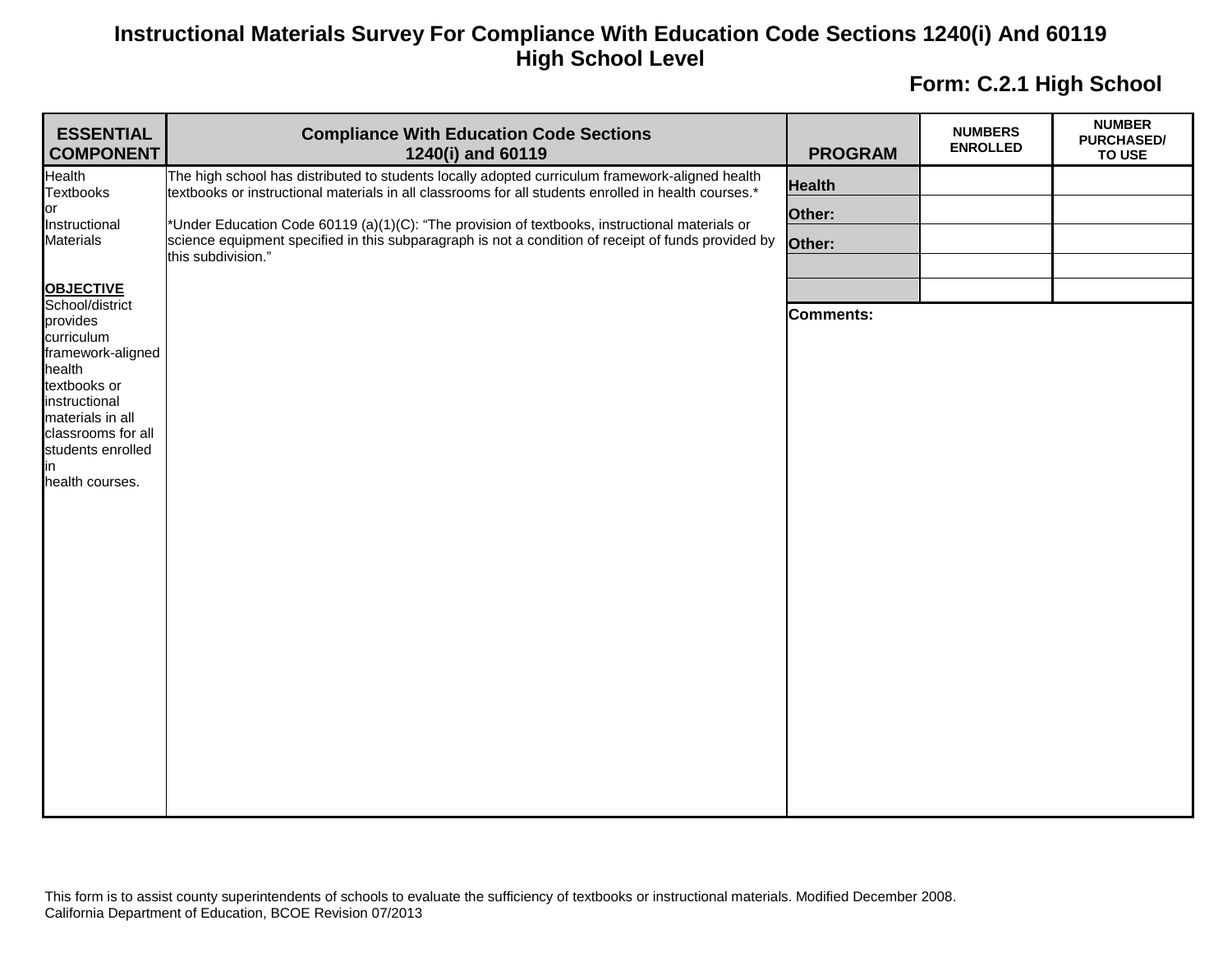# Instructional Materials Survey For Compliance With Education Code Sections 1240(i) And 60119
## High School Level

**Form: C.2.1 High School**

| ESSENTIAL COMPONENT | Compliance With Education Code Sections 1240(i) and 60119 | PROGRAM | NUMBERS ENROLLED | NUMBER PURCHASED/ TO USE |
|---|---|---|---|---|
| Health Textbooks or Instructional Materials<br><br>**OBJECTIVE**<br>School/district provides curriculum framework-aligned health textbooks or instructional materials in all classrooms for all students enrolled in health courses. | The high school has distributed to students locally adopted curriculum framework-aligned health textbooks or instructional materials in all classrooms for all students enrolled in health courses.*<br><br>*Under Education Code 60119 (a)(1)(C): "The provision of textbooks, instructional materials or science equipment specified in this subparagraph is not a condition of receipt of funds provided by this subdivision." | **Health** | | |
| | | **Other:** | | |
| | | **Other:** | | |
| | | | | |
| | | | | |
| | | **Comments:** | | |

This form is to assist county superintendents of schools to evaluate the sufficiency of textbooks or instructional materials. Modified December 2008.
California Department of Education, BCOE Revision 07/2013